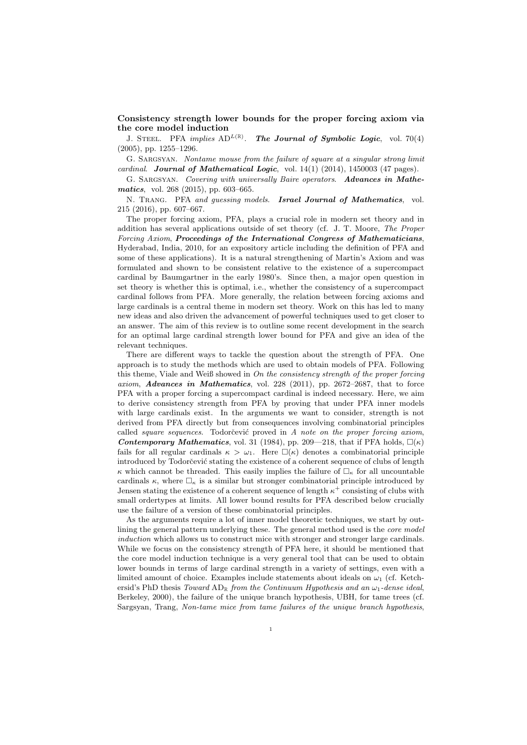**Consistency strength lower bounds for the proper forcing axiom via the core model induction**

J. Steel. PFA *implies* $\mathrm{AD}^{L(\mathbb{R})}$. ***The Journal of Symbolic Logic***, vol. 70(4) (2005), pp. 1255–1296.

G. Sargsyan. *Nontame mouse from the failure of square at a singular strong limit cardinal*. ***Journal of Mathematical Logic***, vol. 14(1) (2014), 1450003 (47 pages).

G. Sargsyan. *Covering with universally Baire operators*. ***Advances in Mathematics***, vol. 268 (2015), pp. 603–665.

N. Trang. PFA *and guessing models*. ***Israel Journal of Mathematics***, vol. 215 (2016), pp. 607–667.

The proper forcing axiom, PFA, plays a crucial role in modern set theory and in addition has several applications outside of set theory (cf. J. T. Moore, *The Proper Forcing Axiom*, ***Proceedings of the International Congress of Mathematicians***, Hyderabad, India, 2010, for an expository article including the definition of PFA and some of these applications). It is a natural strengthening of Martin's Axiom and was formulated and shown to be consistent relative to the existence of a supercompact cardinal by Baumgartner in the early 1980's. Since then, a major open question in set theory is whether this is optimal, i.e., whether the consistency of a supercompact cardinal follows from PFA. More generally, the relation between forcing axioms and large cardinals is a central theme in modern set theory. Work on this has led to many new ideas and also driven the advancement of powerful techniques used to get closer to an answer. The aim of this review is to outline some recent development in the search for an optimal large cardinal strength lower bound for PFA and give an idea of the relevant techniques.

There are different ways to tackle the question about the strength of PFA. One approach is to study the methods which are used to obtain models of PFA. Following this theme, Viale and Weiß showed in *On the consistency strength of the proper forcing axiom*, ***Advances in Mathematics***, vol. 228 (2011), pp. 2672–2687, that to force PFA with a proper forcing a supercompact cardinal is indeed necessary. Here, we aim to derive consistency strength from PFA by proving that under PFA inner models with large cardinals exist. In the arguments we want to consider, strength is not derived from PFA directly but from consequences involving combinatorial principles called *square sequences*. Todorčević proved in *A note on the proper forcing axiom*, ***Contemporary Mathematics***, vol. 31 (1984), pp. 209—218, that if PFA holds, $\square(\kappa)$ fails for all regular cardinals $\kappa > \omega_1$. Here $\square(\kappa)$ denotes a combinatorial principle introduced by Todorčević stating the existence of a coherent sequence of clubs of length $\kappa$ which cannot be threaded. This easily implies the failure of $\square_\kappa$ for all uncountable cardinals $\kappa$, where $\square_\kappa$ is a similar but stronger combinatorial principle introduced by Jensen stating the existence of a coherent sequence of length $\kappa^+$ consisting of clubs with small ordertypes at limits. All lower bound results for PFA described below crucially use the failure of a version of these combinatorial principles.

As the arguments require a lot of inner model theoretic techniques, we start by outlining the general pattern underlying these. The general method used is the *core model induction* which allows us to construct mice with stronger and stronger large cardinals. While we focus on the consistency strength of PFA here, it should be mentioned that the core model induction technique is a very general tool that can be used to obtain lower bounds in terms of large cardinal strength in a variety of settings, even with a limited amount of choice. Examples include statements about ideals on $\omega_1$ (cf. Ketchersid's PhD thesis *Toward* $\mathrm{AD}_{\mathbb{R}}$ *from the Continuum Hypothesis and an* $\omega_1$*-dense ideal*, Berkeley, 2000), the failure of the unique branch hypothesis, UBH, for tame trees (cf. Sargsyan, Trang, *Non-tame mice from tame failures of the unique branch hypothesis*,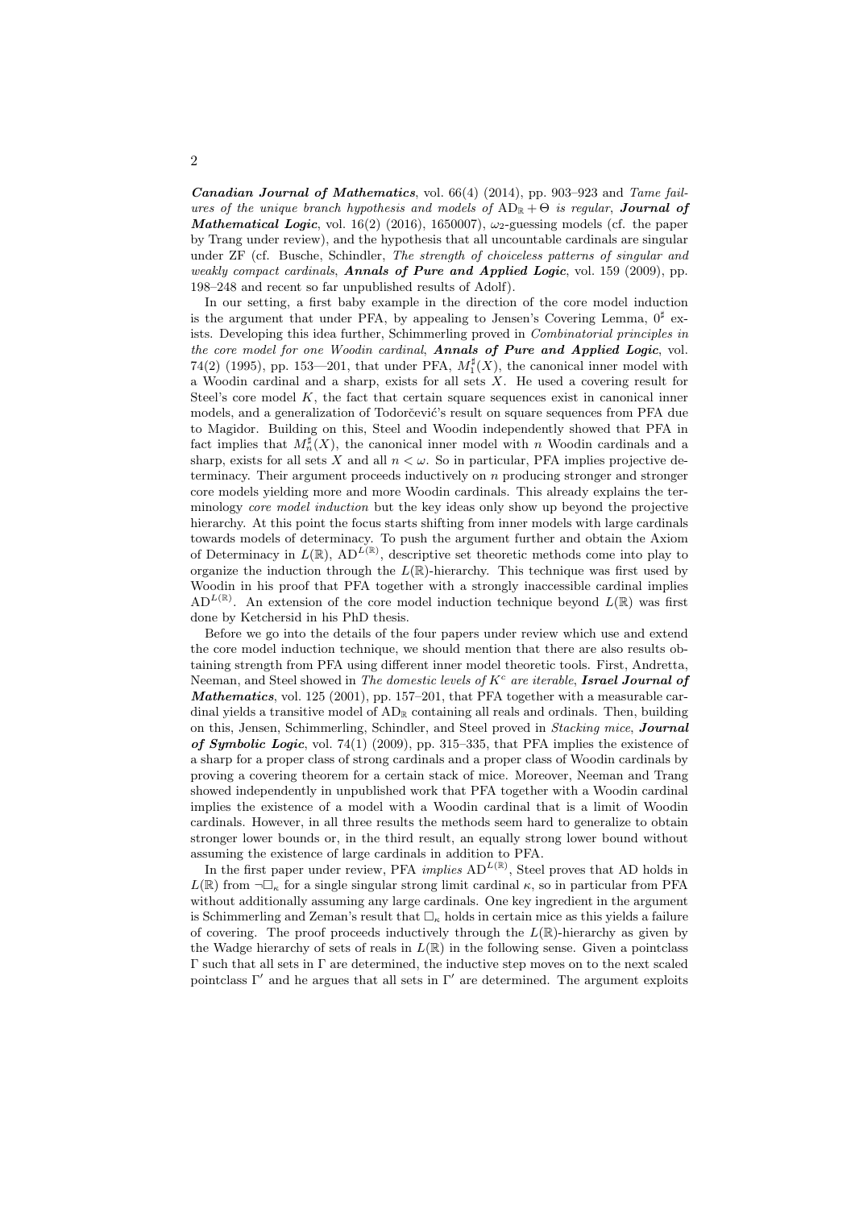***Canadian Journal of Mathematics***, vol. 66(4) (2014), pp. 903–923 and *Tame failures of the unique branch hypothesis and models of* $\mathrm{AD}_{\mathbb{R}} + \Theta$ *is regular*, ***Journal of Mathematical Logic***, vol. 16(2) (2016), 1650007), $\omega_2$-guessing models (cf. the paper by Trang under review), and the hypothesis that all uncountable cardinals are singular under ZF (cf. Busche, Schindler, *The strength of choiceless patterns of singular and weakly compact cardinals*, ***Annals of Pure and Applied Logic***, vol. 159 (2009), pp. 198–248 and recent so far unpublished results of Adolf).

In our setting, a first baby example in the direction of the core model induction is the argument that under PFA, by appealing to Jensen's Covering Lemma, $0^\sharp$ exists. Developing this idea further, Schimmerling proved in *Combinatorial principles in the core model for one Woodin cardinal*, ***Annals of Pure and Applied Logic***, vol. 74(2) (1995), pp. 153—201, that under PFA, $M_1^\sharp(X)$, the canonical inner model with a Woodin cardinal and a sharp, exists for all sets $X$. He used a covering result for Steel's core model $K$, the fact that certain square sequences exist in canonical inner models, and a generalization of Todorčević's result on square sequences from PFA due to Magidor. Building on this, Steel and Woodin independently showed that PFA in fact implies that $M_n^\sharp(X)$, the canonical inner model with $n$ Woodin cardinals and a sharp, exists for all sets $X$ and all $n < \omega$. So in particular, PFA implies projective determinacy. Their argument proceeds inductively on $n$ producing stronger and stronger core models yielding more and more Woodin cardinals. This already explains the terminology *core model induction* but the key ideas only show up beyond the projective hierarchy. At this point the focus starts shifting from inner models with large cardinals towards models of determinacy. To push the argument further and obtain the Axiom of Determinacy in $L(\mathbb{R})$, $\mathrm{AD}^{L(\mathbb{R})}$, descriptive set theoretic methods come into play to organize the induction through the $L(\mathbb{R})$-hierarchy. This technique was first used by Woodin in his proof that PFA together with a strongly inaccessible cardinal implies $\mathrm{AD}^{L(\mathbb{R})}$. An extension of the core model induction technique beyond $L(\mathbb{R})$ was first done by Ketchersid in his PhD thesis.

Before we go into the details of the four papers under review which use and extend the core model induction technique, we should mention that there are also results obtaining strength from PFA using different inner model theoretic tools. First, Andretta, Neeman, and Steel showed in *The domestic levels of* $K^c$ *are iterable*, ***Israel Journal of Mathematics***, vol. 125 (2001), pp. 157–201, that PFA together with a measurable cardinal yields a transitive model of $\mathrm{AD}_{\mathbb{R}}$ containing all reals and ordinals. Then, building on this, Jensen, Schimmerling, Schindler, and Steel proved in *Stacking mice*, ***Journal of Symbolic Logic***, vol. 74(1) (2009), pp. 315–335, that PFA implies the existence of a sharp for a proper class of strong cardinals and a proper class of Woodin cardinals by proving a covering theorem for a certain stack of mice. Moreover, Neeman and Trang showed independently in unpublished work that PFA together with a Woodin cardinal implies the existence of a model with a Woodin cardinal that is a limit of Woodin cardinals. However, in all three results the methods seem hard to generalize to obtain stronger lower bounds or, in the third result, an equally strong lower bound without assuming the existence of large cardinals in addition to PFA.

In the first paper under review, PFA *implies* $\mathrm{AD}^{L(\mathbb{R})}$, Steel proves that AD holds in $L(\mathbb{R})$ from $\neg\square_\kappa$ for a single singular strong limit cardinal $\kappa$, so in particular from PFA without additionally assuming any large cardinals. One key ingredient in the argument is Schimmerling and Zeman's result that $\square_\kappa$ holds in certain mice as this yields a failure of covering. The proof proceeds inductively through the $L(\mathbb{R})$-hierarchy as given by the Wadge hierarchy of sets of reals in $L(\mathbb{R})$ in the following sense. Given a pointclass $\Gamma$ such that all sets in $\Gamma$ are determined, the inductive step moves on to the next scaled pointclass $\Gamma'$ and he argues that all sets in $\Gamma'$ are determined. The argument exploits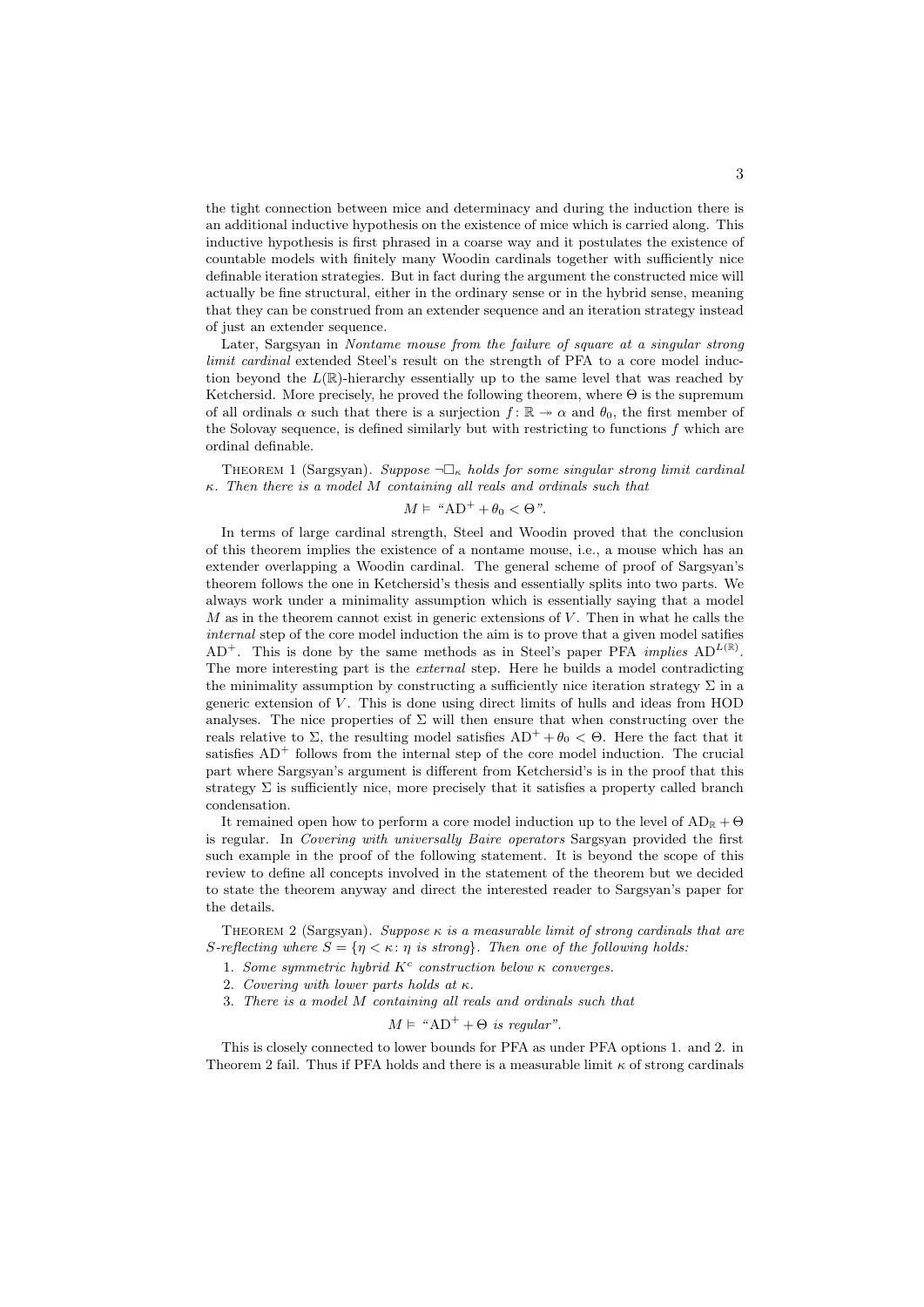the tight connection between mice and determinacy and during the induction there is an additional inductive hypothesis on the existence of mice which is carried along. This inductive hypothesis is first phrased in a coarse way and it postulates the existence of countable models with finitely many Woodin cardinals together with sufficiently nice definable iteration strategies. But in fact during the argument the constructed mice will actually be fine structural, either in the ordinary sense or in the hybrid sense, meaning that they can be construed from an extender sequence and an iteration strategy instead of just an extender sequence.

Later, Sargsyan in *Nontame mouse from the failure of square at a singular strong limit cardinal* extended Steel's result on the strength of PFA to a core model induction beyond the $L(\mathbb{R})$-hierarchy essentially up to the same level that was reached by Ketchersid. More precisely, he proved the following theorem, where $\Theta$ is the supremum of all ordinals $\alpha$ such that there is a surjection $f\colon \mathbb{R} \twoheadrightarrow \alpha$ and $\theta_0$, the first member of the Solovay sequence, is defined similarly but with restricting to functions $f$ which are ordinal definable.

Theorem 1 (Sargsyan). *Suppose $\neg\square_\kappa$ holds for some singular strong limit cardinal $\kappa$. Then there is a model $M$ containing all reals and ordinals such that*

$$M \vDash \text{“}\mathrm{AD}^+ + \theta_0 < \Theta\text{”}.$$

In terms of large cardinal strength, Steel and Woodin proved that the conclusion of this theorem implies the existence of a nontame mouse, i.e., a mouse which has an extender overlapping a Woodin cardinal. The general scheme of proof of Sargsyan's theorem follows the one in Ketchersid's thesis and essentially splits into two parts. We always work under a minimality assumption which is essentially saying that a model $M$ as in the theorem cannot exist in generic extensions of $V$. Then in what he calls the *internal* step of the core model induction the aim is to prove that a given model satifies $\mathrm{AD}^+$. This is done by the same methods as in Steel's paper PFA *implies* $\mathrm{AD}^{L(\mathbb{R})}$. The more interesting part is the *external* step. Here he builds a model contradicting the minimality assumption by constructing a sufficiently nice iteration strategy $\Sigma$ in a generic extension of $V$. This is done using direct limits of hulls and ideas from HOD analyses. The nice properties of $\Sigma$ will then ensure that when constructing over the reals relative to $\Sigma$, the resulting model satisfies $\mathrm{AD}^+ + \theta_0 < \Theta$. Here the fact that it satisfies $\mathrm{AD}^+$ follows from the internal step of the core model induction. The crucial part where Sargsyan's argument is different from Ketchersid's is in the proof that this strategy $\Sigma$ is sufficiently nice, more precisely that it satisfies a property called branch condensation.

It remained open how to perform a core model induction up to the level of $\mathrm{AD}_\mathbb{R} + \Theta$ is regular. In *Covering with universally Baire operators* Sargsyan provided the first such example in the proof of the following statement. It is beyond the scope of this review to define all concepts involved in the statement of the theorem but we decided to state the theorem anyway and direct the interested reader to Sargsyan's paper for the details.

Theorem 2 (Sargsyan). *Suppose $\kappa$ is a measurable limit of strong cardinals that are $S$-reflecting where $S = \{\eta < \kappa \colon \eta \text{ is strong}\}$. Then one of the following holds:*

1. *Some symmetric hybrid $K^c$ construction below $\kappa$ converges.*
2. *Covering with lower parts holds at $\kappa$.*
3. *There is a model $M$ containing all reals and ordinals such that*

$$M \vDash \text{“}\mathrm{AD}^+ + \Theta \text{ is regular”}.$$

This is closely connected to lower bounds for PFA as under PFA options 1. and 2. in Theorem 2 fail. Thus if PFA holds and there is a measurable limit $\kappa$ of strong cardinals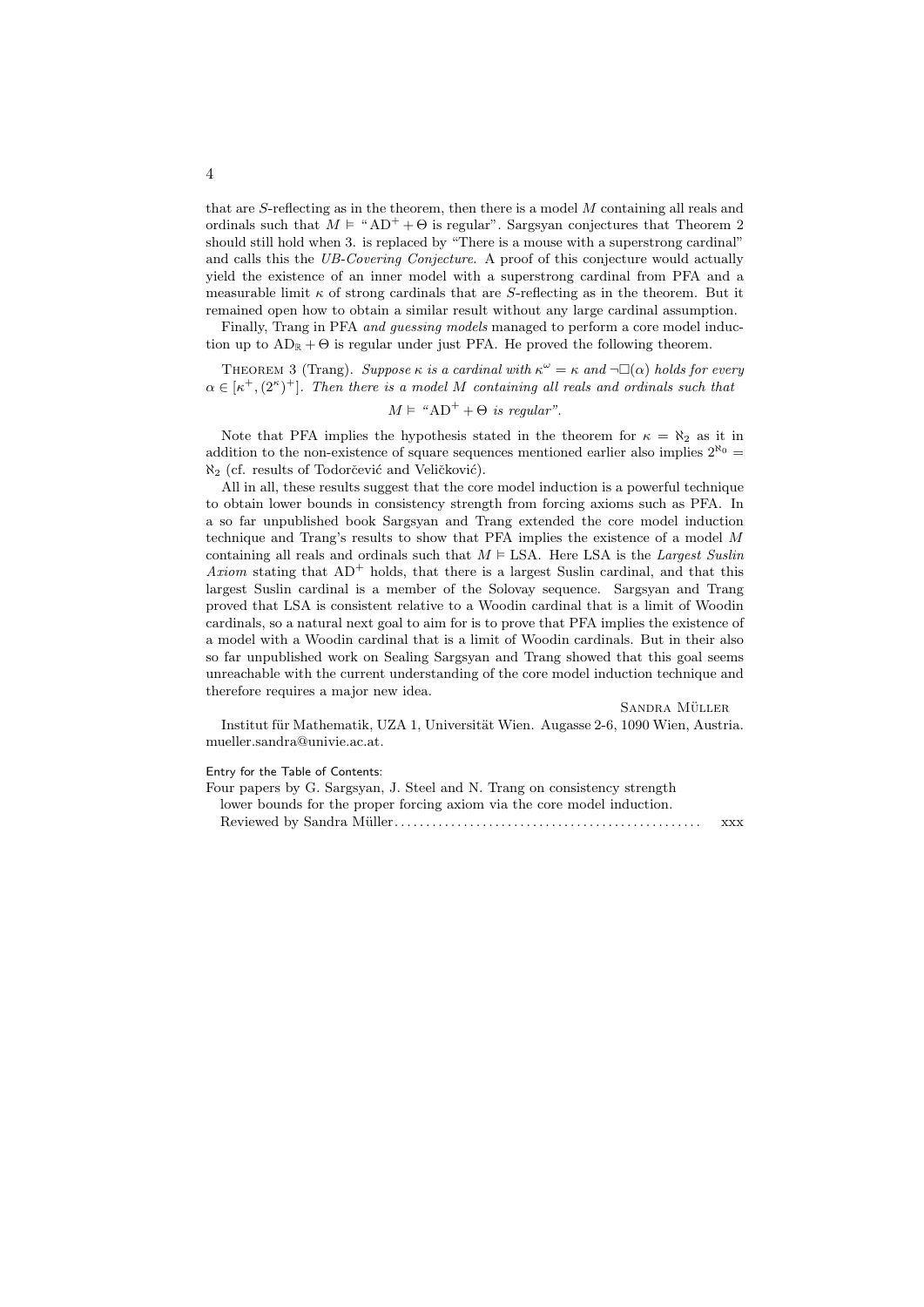that are $S$-reflecting as in the theorem, then there is a model $M$ containing all reals and ordinals such that $M \vDash$ "$\mathrm{AD}^+ + \Theta$ is regular". Sargsyan conjectures that Theorem 2 should still hold when 3. is replaced by "There is a mouse with a superstrong cardinal" and calls this the *UB-Covering Conjecture*. A proof of this conjecture would actually yield the existence of an inner model with a superstrong cardinal from PFA and a measurable limit $\kappa$ of strong cardinals that are $S$-reflecting as in the theorem. But it remained open how to obtain a similar result without any large cardinal assumption.

Finally, Trang in PFA *and guessing models* managed to perform a core model induction up to $\mathrm{AD}_{\mathbb{R}} + \Theta$ is regular under just PFA. He proved the following theorem.

THEOREM 3 (Trang). *Suppose $\kappa$ is a cardinal with $\kappa^\omega = \kappa$ and $\neg\Box(\alpha)$ holds for every $\alpha \in [\kappa^+, (2^\kappa)^+]$. Then there is a model $M$ containing all reals and ordinals such that*

$$M \vDash \text{"}\mathrm{AD}^+ + \Theta \text{ is regular"}.$$

Note that PFA implies the hypothesis stated in the theorem for $\kappa = \aleph_2$ as it in addition to the non-existence of square sequences mentioned earlier also implies $2^{\aleph_0} = \aleph_2$ (cf. results of Todorčević and Veličković).

All in all, these results suggest that the core model induction is a powerful technique to obtain lower bounds in consistency strength from forcing axioms such as PFA. In a so far unpublished book Sargsyan and Trang extended the core model induction technique and Trang's results to show that PFA implies the existence of a model $M$ containing all reals and ordinals such that $M \vDash \mathrm{LSA}$. Here LSA is the *Largest Suslin Axiom* stating that $\mathrm{AD}^+$ holds, that there is a largest Suslin cardinal, and that this largest Suslin cardinal is a member of the Solovay sequence. Sargsyan and Trang proved that LSA is consistent relative to a Woodin cardinal that is a limit of Woodin cardinals, so a natural next goal to aim for is to prove that PFA implies the existence of a model with a Woodin cardinal that is a limit of Woodin cardinals. But in their also so far unpublished work on Sealing Sargsyan and Trang showed that this goal seems unreachable with the current understanding of the core model induction technique and therefore requires a major new idea.

SANDRA MÜLLER

Institut für Mathematik, UZA 1, Universität Wien. Augasse 2-6, 1090 Wien, Austria. mueller.sandra@univie.ac.at.

Entry for the Table of Contents:

Four papers by G. Sargsyan, J. Steel and N. Trang on consistency strength lower bounds for the proper forcing axiom via the core model induction.
Reviewed by Sandra Müller................................................ xxx